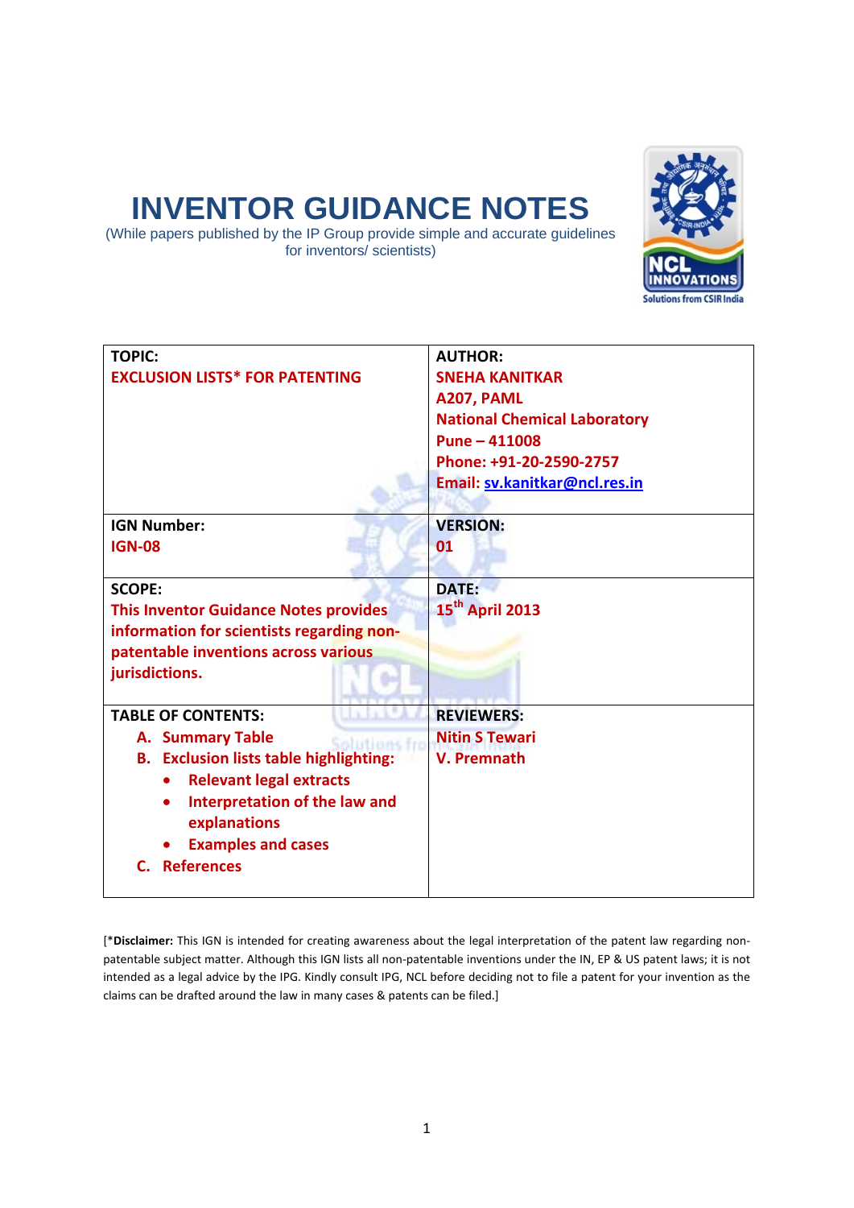# INVENTOR GUIDANCE NOTES

(While papers published by the IP Group provide simple and accurate guidelines for inventors/ scientists)

| | |
|---|---|
| **TOPIC:**<br>**EXCLUSION LISTS* FOR PATENTING** | **AUTHOR:**<br>**SNEHA KANITKAR**<br>**A207, PAML**<br>**National Chemical Laboratory**<br>**Pune – 411008**<br>**Phone: +91-20-2590-2757**<br>**Email: sv.kanitkar@ncl.res.in** |
| **IGN Number:**<br>**IGN-08** | **VERSION:**<br>**01** |
| **SCOPE:**<br>**This Inventor Guidance Notes provides information for scientists regarding non-patentable inventions across various jurisdictions.** | **DATE:**<br>**15th April 2013** |
| **TABLE OF CONTENTS:**<br>**A. Summary Table**<br>**B. Exclusion lists table highlighting:**<br>• **Relevant legal extracts**<br>• **Interpretation of the law and explanations**<br>• **Examples and cases**<br>**C. References** | **REVIEWERS:**<br>**Nitin S Tewari**<br>**V. Premnath** |

[***Disclaimer:** This IGN is intended for creating awareness about the legal interpretation of the patent law regarding non-patentable subject matter. Although this IGN lists all non-patentable inventions under the IN, EP & US patent laws; it is not intended as a legal advice by the IPG. Kindly consult IPG, NCL before deciding not to file a patent for your invention as the claims can be drafted around the law in many cases & patents can be filed.]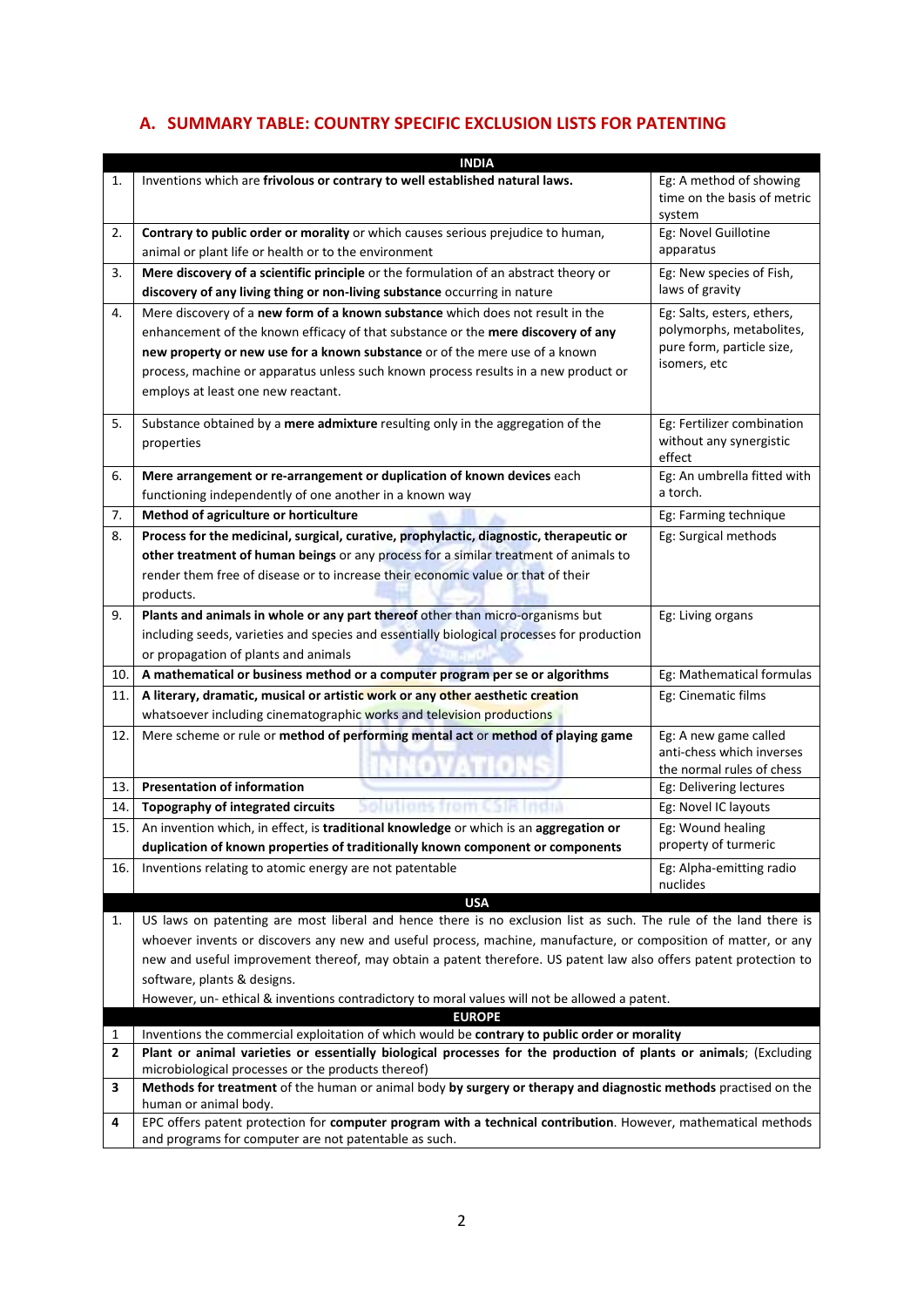## A. SUMMARY TABLE: COUNTRY SPECIFIC EXCLUSION LISTS FOR PATENTING

| | **INDIA** | |
|---|---|---|
| 1. | Inventions which are **frivolous or contrary to well established natural laws.** | Eg: A method of showing time on the basis of metric system |
| 2. | **Contrary to public order or morality** or which causes serious prejudice to human, animal or plant life or health or to the environment | Eg: Novel Guillotine apparatus |
| 3. | **Mere discovery of a scientific principle** or the formulation of an abstract theory or **discovery of any living thing or non-living substance** occurring in nature | Eg: New species of Fish, laws of gravity |
| 4. | Mere discovery of a **new form of a known substance** which does not result in the enhancement of the known efficacy of that substance or the **mere discovery of any new property or new use for a known substance** or of the mere use of a known process, machine or apparatus unless such known process results in a new product or employs at least one new reactant. | Eg: Salts, esters, ethers, polymorphs, metabolites, pure form, particle size, isomers, etc |
| 5. | Substance obtained by a **mere admixture** resulting only in the aggregation of the properties | Eg: Fertilizer combination without any synergistic effect |
| 6. | **Mere arrangement or re-arrangement or duplication of known devices** each functioning independently of one another in a known way | Eg: An umbrella fitted with a torch. |
| 7. | **Method of agriculture or horticulture** | Eg: Farming technique |
| 8. | **Process for the medicinal, surgical, curative, prophylactic, diagnostic, therapeutic or other treatment of human beings** or any process for a similar treatment of animals to render them free of disease or to increase their economic value or that of their products. | Eg: Surgical methods |
| 9. | **Plants and animals in whole or any part thereof** other than micro-organisms but including seeds, varieties and species and essentially biological processes for production or propagation of plants and animals | Eg: Living organs |
| 10. | **A mathematical or business method or a computer program per se or algorithms** | Eg: Mathematical formulas |
| 11. | **A literary, dramatic, musical or artistic work or any other aesthetic creation** whatsoever including cinematographic works and television productions | Eg: Cinematic films |
| 12. | Mere scheme or rule or **method of performing mental act** or **method of playing game** | Eg: A new game called anti-chess which inverses the normal rules of chess |
| 13. | **Presentation of information** | Eg: Delivering lectures |
| 14. | **Topography of integrated circuits** | Eg: Novel IC layouts |
| 15. | An invention which, in effect, is **traditional knowledge** or which is an **aggregation or duplication of known properties of traditionally known component or components** | Eg: Wound healing property of turmeric |
| 16. | Inventions relating to atomic energy are not patentable | Eg: Alpha-emitting radio nuclides |
| | **USA** | |
| 1. | US laws on patenting are most liberal and hence there is no exclusion list as such. The rule of the land there is whoever invents or discovers any new and useful process, machine, manufacture, or composition of matter, or any new and useful improvement thereof, may obtain a patent therefore. US patent law also offers patent protection to software, plants & designs. However, un- ethical & inventions contradictory to moral values will not be allowed a patent. | |
| | **EUROPE** | |
| 1 | Inventions the commercial exploitation of which would be **contrary to public order or morality** | |
| **2** | **Plant or animal varieties or essentially biological processes for the production of plants or animals**; (Excluding microbiological processes or the products thereof) | |
| **3** | **Methods for treatment** of the human or animal body **by surgery or therapy and diagnostic methods** practised on the human or animal body. | |
| **4** | EPC offers patent protection for **computer program with a technical contribution**. However, mathematical methods and programs for computer are not patentable as such. | |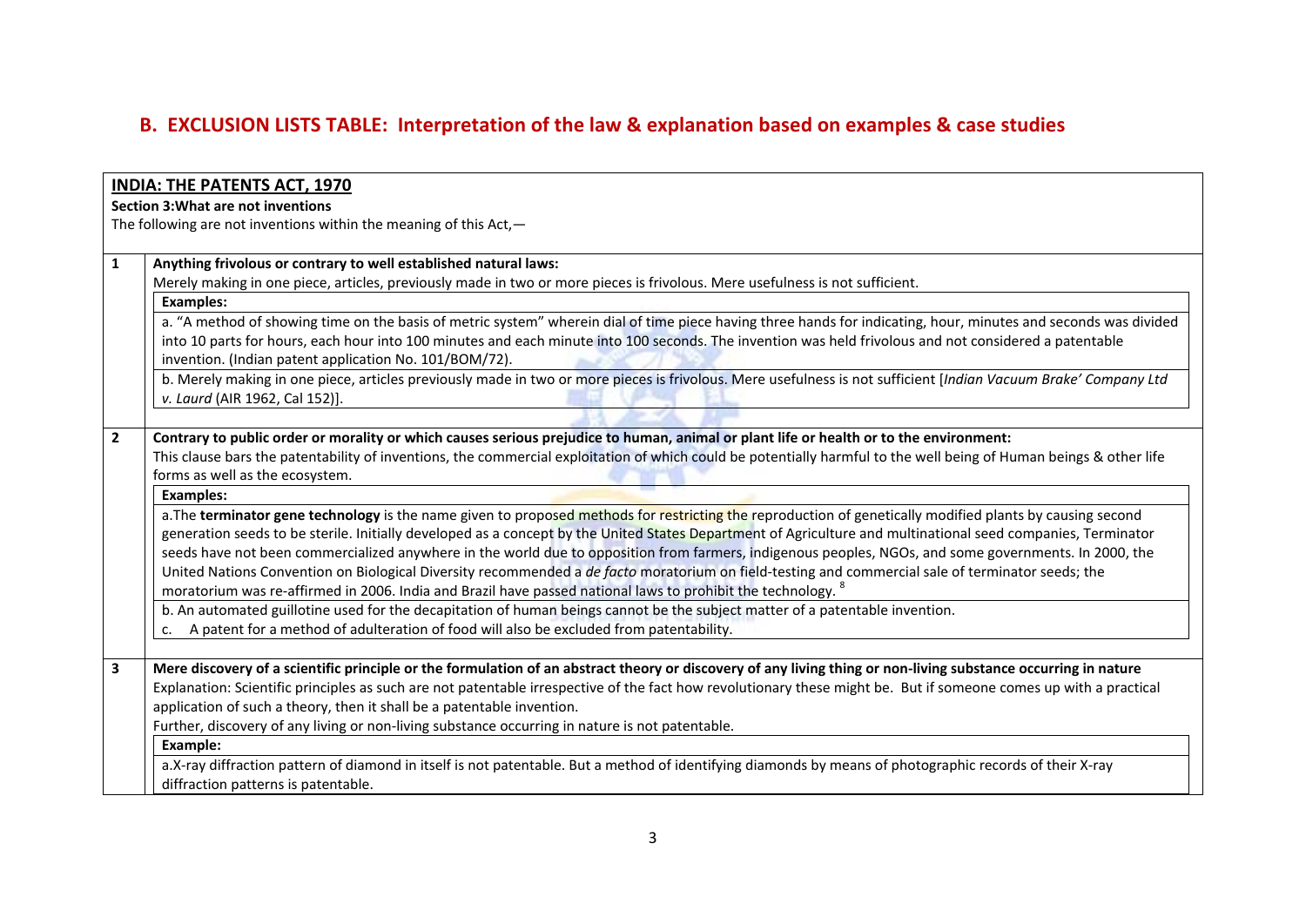## B. EXCLUSION LISTS TABLE: Interpretation of the law & explanation based on examples & case studies

**INDIA: THE PATENTS ACT, 1970**

**Section 3:What are not inventions**

The following are not inventions within the meaning of this Act,—

| | |
|---|---|
| **1** | **Anything frivolous or contrary to well established natural laws:**<br>Merely making in one piece, articles, previously made in two or more pieces is frivolous. Mere usefulness is not sufficient.<br>**Examples:**<br>a. "A method of showing time on the basis of metric system" wherein dial of time piece having three hands for indicating, hour, minutes and seconds was divided into 10 parts for hours, each hour into 100 minutes and each minute into 100 seconds. The invention was held frivolous and not considered a patentable invention. (Indian patent application No. 101/BOM/72).<br>b. Merely making in one piece, articles previously made in two or more pieces is frivolous. Mere usefulness is not sufficient [*Indian Vacuum Brake' Company Ltd v. Laurd* (AIR 1962, Cal 152)]. |
| **2** | **Contrary to public order or morality or which causes serious prejudice to human, animal or plant life or health or to the environment:**<br>This clause bars the patentability of inventions, the commercial exploitation of which could be potentially harmful to the well being of Human beings & other life forms as well as the ecosystem.<br>**Examples:**<br>a.The **terminator gene technology** is the name given to proposed methods for restricting the reproduction of genetically modified plants by causing second generation seeds to be sterile. Initially developed as a concept by the United States Department of Agriculture and multinational seed companies, Terminator seeds have not been commercialized anywhere in the world due to opposition from farmers, indigenous peoples, NGOs, and some governments. In 2000, the United Nations Convention on Biological Diversity recommended a *de facto* moratorium on field-testing and commercial sale of terminator seeds; the moratorium was re-affirmed in 2006. India and Brazil have passed national laws to prohibit the technology. [8]<br>b. An automated guillotine used for the decapitation of human beings cannot be the subject matter of a patentable invention.<br>c. A patent for a method of adulteration of food will also be excluded from patentability. |
| **3** | **Mere discovery of a scientific principle or the formulation of an abstract theory or discovery of any living thing or non-living substance occurring in nature**<br>Explanation: Scientific principles as such are not patentable irrespective of the fact how revolutionary these might be. But if someone comes up with a practical application of such a theory, then it shall be a patentable invention.<br>Further, discovery of any living or non-living substance occurring in nature is not patentable.<br>**Example:**<br>a.X-ray diffraction pattern of diamond in itself is not patentable. But a method of identifying diamonds by means of photographic records of their X-ray diffraction patterns is patentable. |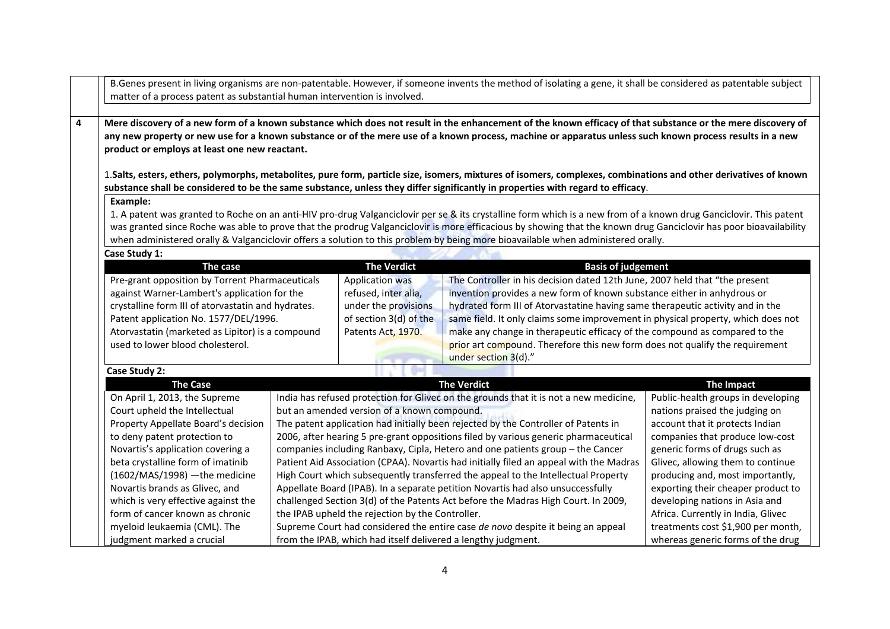B.Genes present in living organisms are non-patentable. However, if someone invents the method of isolating a gene, it shall be considered as patentable subject matter of a process patent as substantial human intervention is involved.

**4** **Mere discovery of a new form of a known substance which does not result in the enhancement of the known efficacy of that substance or the mere discovery of any new property or new use for a known substance or of the mere use of a known process, machine or apparatus unless such known process results in a new product or employs at least one new reactant.**

1.**Salts, esters, ethers, polymorphs, metabolites, pure form, particle size, isomers, mixtures of isomers, complexes, combinations and other derivatives of known substance shall be considered to be the same substance, unless they differ significantly in properties with regard to efficacy**.

**Example:**

1. A patent was granted to Roche on an anti-HIV pro-drug Valganciclovir per se & its crystalline form which is a new from of a known drug Ganciclovir. This patent was granted since Roche was able to prove that the prodrug Valganciclovir is more efficacious by showing that the known drug Ganciclovir has poor bioavailability when administered orally & Valganciclovir offers a solution to this problem by being more bioavailable when administered orally.

**Case Study 1:**

| The case | The Verdict | Basis of judgement |
|---|---|---|
| Pre-grant opposition by Torrent Pharmaceuticals against Warner-Lambert's application for the crystalline form III of atorvastatin and hydrates. Patent application No. 1577/DEL/1996. Atorvastatin (marketed as Lipitor) is a compound used to lower blood cholesterol. | Application was refused, inter alia, under the provisions of section 3(d) of the Patents Act, 1970. | The Controller in his decision dated 12th June, 2007 held that "the present invention provides a new form of known substance either in anhydrous or hydrated form III of Atorvastatine having same therapeutic activity and in the same field. It only claims some improvement in physical property, which does not make any change in therapeutic efficacy of the compound as compared to the prior art compound. Therefore this new form does not qualify the requirement under section 3(d)." |

**Case Study 2:**

| The Case | The Verdict | The Impact |
|---|---|---|
| On April 1, 2013, the Supreme Court upheld the Intellectual Property Appellate Board's decision to deny patent protection to Novartis's application covering a beta crystalline form of imatinib (1602/MAS/1998) —the medicine Novartis brands as Glivec, and which is very effective against the form of cancer known as chronic myeloid leukaemia (CML). The judgment marked a crucial | India has refused protection for Glivec on the grounds that it is not a new medicine, but an amended version of a known compound. The patent application had initially been rejected by the Controller of Patents in 2006, after hearing 5 pre-grant oppositions filed by various generic pharmaceutical companies including Ranbaxy, Cipla, Hetero and one patients group – the Cancer Patient Aid Association (CPAA). Novartis had initially filed an appeal with the Madras High Court which subsequently transferred the appeal to the Intellectual Property Appellate Board (IPAB). In a separate petition Novartis had also unsuccessfully challenged Section 3(d) of the Patents Act before the Madras High Court. In 2009, the IPAB upheld the rejection by the Controller. Supreme Court had considered the entire case *de novo* despite it being an appeal from the IPAB, which had itself delivered a lengthy judgment. | Public-health groups in developing nations praised the judging on account that it protects Indian companies that produce low-cost generic forms of drugs such as Glivec, allowing them to continue producing and, most importantly, exporting their cheaper product to developing nations in Asia and Africa. Currently in India, Glivec treatments cost $1,900 per month, whereas generic forms of the drug |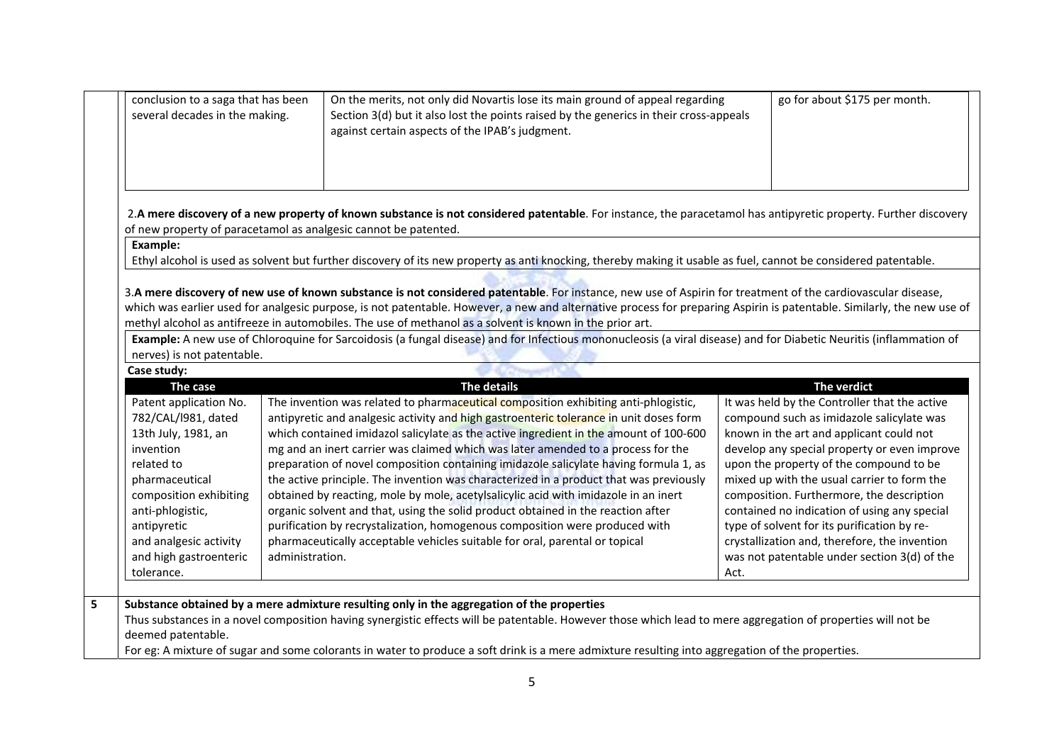| | | |
|---|---|---|
| conclusion to a saga that has been several decades in the making. | On the merits, not only did Novartis lose its main ground of appeal regarding Section 3(d) but it also lost the points raised by the generics in their cross-appeals against certain aspects of the IPAB's judgment. | go for about $175 per month. |

2.**A mere discovery of a new property of known substance is not considered patentable**. For instance, the paracetamol has antipyretic property. Further discovery of new property of paracetamol as analgesic cannot be patented.

**Example:**
Ethyl alcohol is used as solvent but further discovery of its new property as anti knocking, thereby making it usable as fuel, cannot be considered patentable.

3.**A mere discovery of new use of known substance is not considered patentable**. For instance, new use of Aspirin for treatment of the cardiovascular disease, which was earlier used for analgesic purpose, is not patentable. However, a new and alternative process for preparing Aspirin is patentable. Similarly, the new use of methyl alcohol as antifreeze in automobiles. The use of methanol as a solvent is known in the prior art.

**Example:** A new use of Chloroquine for Sarcoidosis (a fungal disease) and for Infectious mononucleosis (a viral disease) and for Diabetic Neuritis (inflammation of nerves) is not patentable.

**Case study:**

| The case | The details | The verdict |
|---|---|---|
| Patent application No. 782/CAL/l981, dated 13th July, 1981, an invention related to pharmaceutical composition exhibiting anti-phlogistic, antipyretic and analgesic activity and high gastroenteric tolerance. | The invention was related to pharmaceutical composition exhibiting anti-phlogistic, antipyretic and analgesic activity and high gastroenteric tolerance in unit doses form which contained imidazol salicylate as the active ingredient in the amount of 100-600 mg and an inert carrier was claimed which was later amended to a process for the preparation of novel composition containing imidazole salicylate having formula 1, as the active principle. The invention was characterized in a product that was previously obtained by reacting, mole by mole, acetylsalicylic acid with imidazole in an inert organic solvent and that, using the solid product obtained in the reaction after purification by recrystalization, homogenous composition were produced with pharmaceutically acceptable vehicles suitable for oral, parental or topical administration. | It was held by the Controller that the active compound such as imidazole salicylate was known in the art and applicant could not develop any special property or even improve upon the property of the compound to be mixed up with the usual carrier to form the composition. Furthermore, the description contained no indication of using any special type of solvent for its purification by re-crystallization and, therefore, the invention was not patentable under section 3(d) of the Act. |

**5 Substance obtained by a mere admixture resulting only in the aggregation of the properties**

Thus substances in a novel composition having synergistic effects will be patentable. However those which lead to mere aggregation of properties will not be deemed patentable.

For eg: A mixture of sugar and some colorants in water to produce a soft drink is a mere admixture resulting into aggregation of the properties.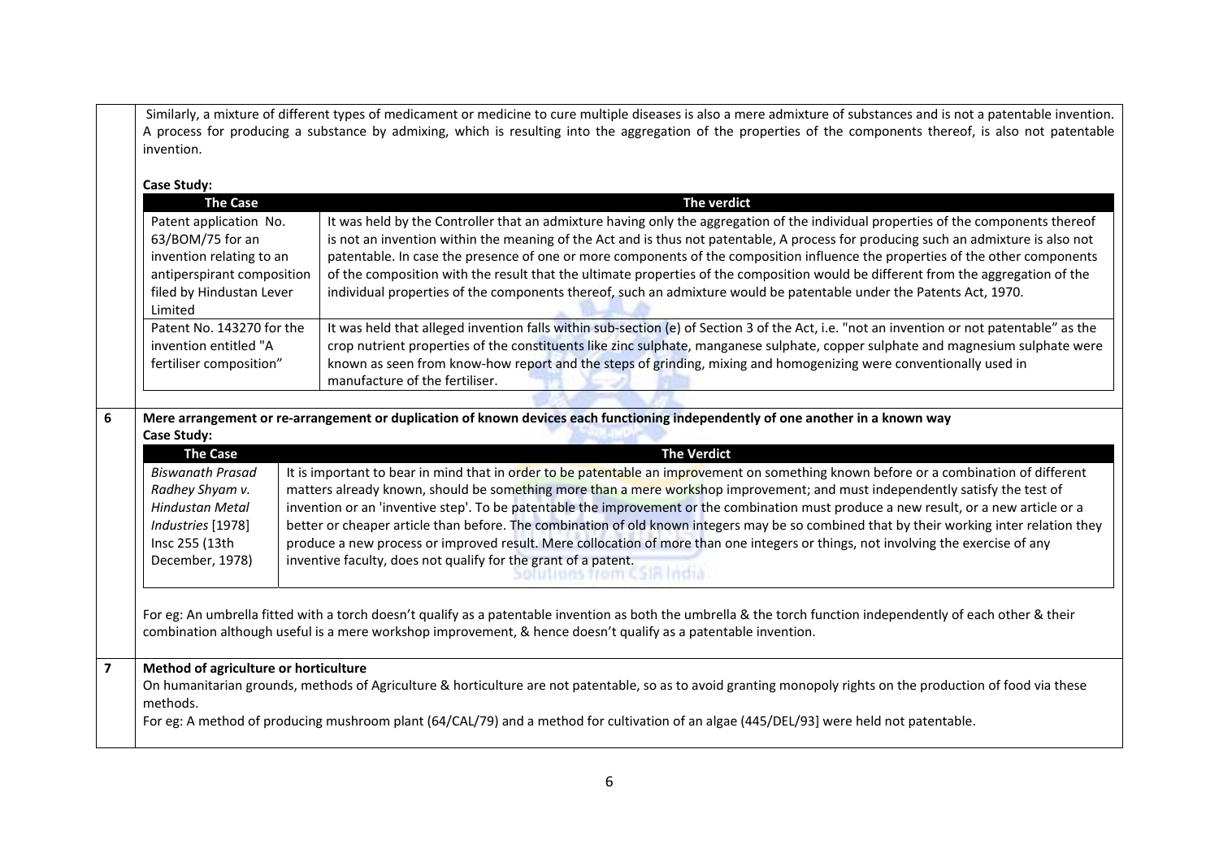Similarly, a mixture of different types of medicament or medicine to cure multiple diseases is also a mere admixture of substances and is not a patentable invention. A process for producing a substance by admixing, which is resulting into the aggregation of the properties of the components thereof, is also not patentable invention.

**Case Study:**

| The Case | The verdict |
|---|---|
| Patent application No. 63/BOM/75 for an invention relating to an antiperspirant composition filed by Hindustan Lever Limited | It was held by the Controller that an admixture having only the aggregation of the individual properties of the components thereof is not an invention within the meaning of the Act and is thus not patentable, A process for producing such an admixture is also not patentable. In case the presence of one or more components of the composition influence the properties of the other components of the composition with the result that the ultimate properties of the composition would be different from the aggregation of the individual properties of the components thereof, such an admixture would be patentable under the Patents Act, 1970. |
| Patent No. 143270 for the invention entitled "A fertiliser composition" | It was held that alleged invention falls within sub-section (e) of Section 3 of the Act, i.e. "not an invention or not patentable" as the crop nutrient properties of the constituents like zinc sulphate, manganese sulphate, copper sulphate and magnesium sulphate were known as seen from know-how report and the steps of grinding, mixing and homogenizing were conventionally used in manufacture of the fertiliser. |

**6 Mere arrangement or re-arrangement or duplication of known devices each functioning independently of one another in a known way**

**Case Study:**

| The Case | The Verdict |
|---|---|
| *Biswanath Prasad Radhey Shyam v. Hindustan Metal Industries* [1978] Insc 255 (13th December, 1978) | It is important to bear in mind that in order to be patentable an improvement on something known before or a combination of different matters already known, should be something more than a mere workshop improvement; and must independently satisfy the test of invention or an 'inventive step'. To be patentable the improvement or the combination must produce a new result, or a new article or a better or cheaper article than before. The combination of old known integers may be so combined that by their working inter relation they produce a new process or improved result. Mere collocation of more than one integers or things, not involving the exercise of any inventive faculty, does not qualify for the grant of a patent. |

For eg: An umbrella fitted with a torch doesn't qualify as a patentable invention as both the umbrella & the torch function independently of each other & their combination although useful is a mere workshop improvement, & hence doesn't qualify as a patentable invention.

**7 Method of agriculture or horticulture**

On humanitarian grounds, methods of Agriculture & horticulture are not patentable, so as to avoid granting monopoly rights on the production of food via these methods.

For eg: A method of producing mushroom plant (64/CAL/79) and a method for cultivation of an algae (445/DEL/93] were held not patentable.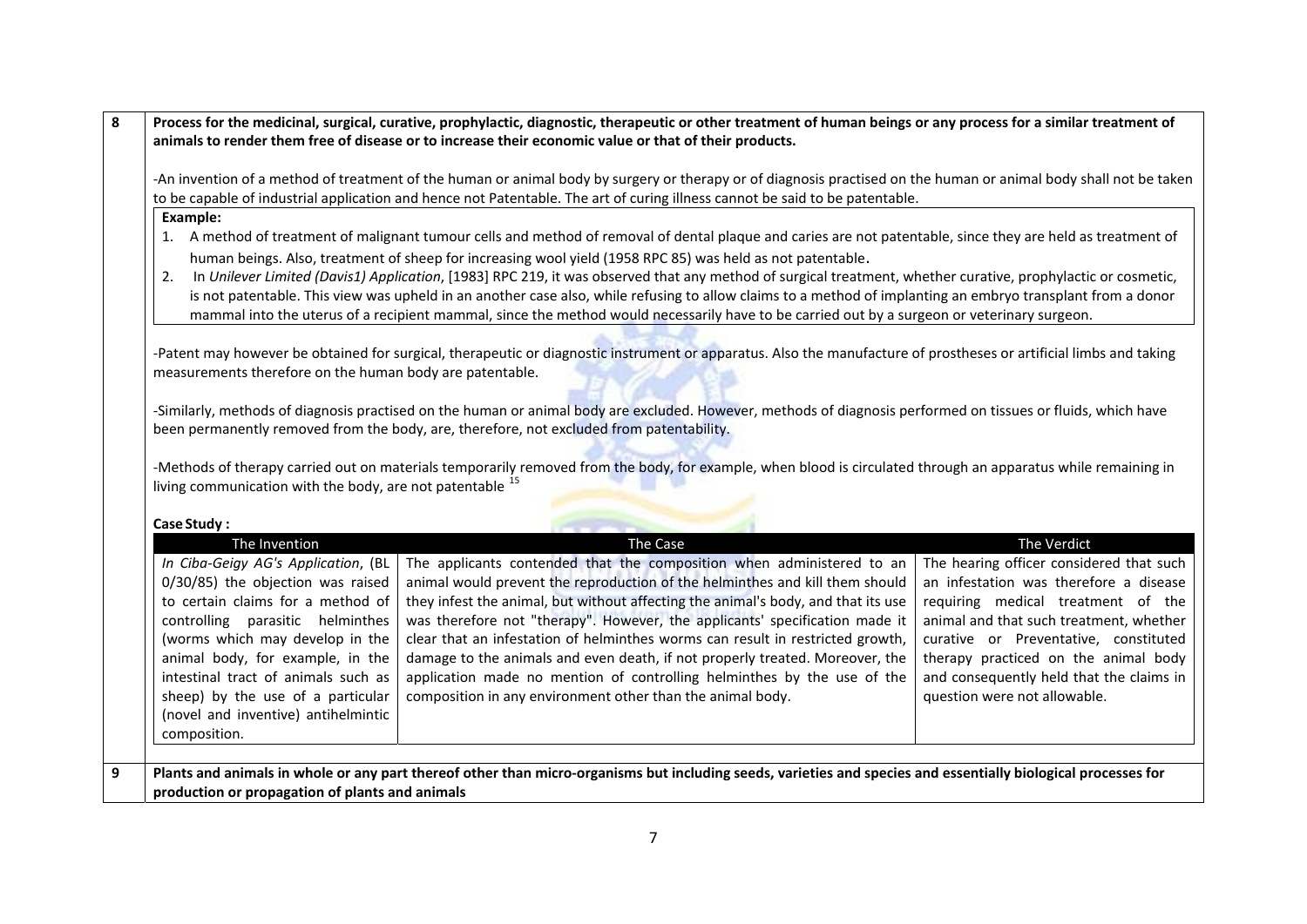**8** **Process for the medicinal, surgical, curative, prophylactic, diagnostic, therapeutic or other treatment of human beings or any process for a similar treatment of animals to render them free of disease or to increase their economic value or that of their products.**

-An invention of a method of treatment of the human or animal body by surgery or therapy or of diagnosis practised on the human or animal body shall not be taken to be capable of industrial application and hence not Patentable. The art of curing illness cannot be said to be patentable.

**Example:**

1. A method of treatment of malignant tumour cells and method of removal of dental plaque and caries are not patentable, since they are held as treatment of human beings. Also, treatment of sheep for increasing wool yield (1958 RPC 85) was held as not patentable.
2. In *Unilever Limited (Davis1) Application*, [1983] RPC 219, it was observed that any method of surgical treatment, whether curative, prophylactic or cosmetic, is not patentable. This view was upheld in an another case also, while refusing to allow claims to a method of implanting an embryo transplant from a donor mammal into the uterus of a recipient mammal, since the method would necessarily have to be carried out by a surgeon or veterinary surgeon.

-Patent may however be obtained for surgical, therapeutic or diagnostic instrument or apparatus. Also the manufacture of prostheses or artificial limbs and taking measurements therefore on the human body are patentable.

-Similarly, methods of diagnosis practised on the human or animal body are excluded. However, methods of diagnosis performed on tissues or fluids, which have been permanently removed from the body, are, therefore, not excluded from patentability.

-Methods of therapy carried out on materials temporarily removed from the body, for example, when blood is circulated through an apparatus while remaining in living communication with the body, are not patentable [15]

**Case Study :**

| The Invention | The Case | The Verdict |
|---|---|---|
| *In Ciba-Geigy AG's Application*, (BL 0/30/85) the objection was raised to certain claims for a method of controlling parasitic helminthes (worms which may develop in the animal body, for example, in the intestinal tract of animals such as sheep) by the use of a particular (novel and inventive) antihelmintic composition. | The applicants contended that the composition when administered to an animal would prevent the reproduction of the helminthes and kill them should they infest the animal, but without affecting the animal's body, and that its use was therefore not "therapy". However, the applicants' specification made it clear that an infestation of helminthes worms can result in restricted growth, damage to the animals and even death, if not properly treated. Moreover, the application made no mention of controlling helminthes by the use of the composition in any environment other than the animal body. | The hearing officer considered that such an infestation was therefore a disease requiring medical treatment of the animal and that such treatment, whether curative or Preventative, constituted therapy practiced on the animal body and consequently held that the claims in question were not allowable. |

**9** **Plants and animals in whole or any part thereof other than micro-organisms but including seeds, varieties and species and essentially biological processes for production or propagation of plants and animals**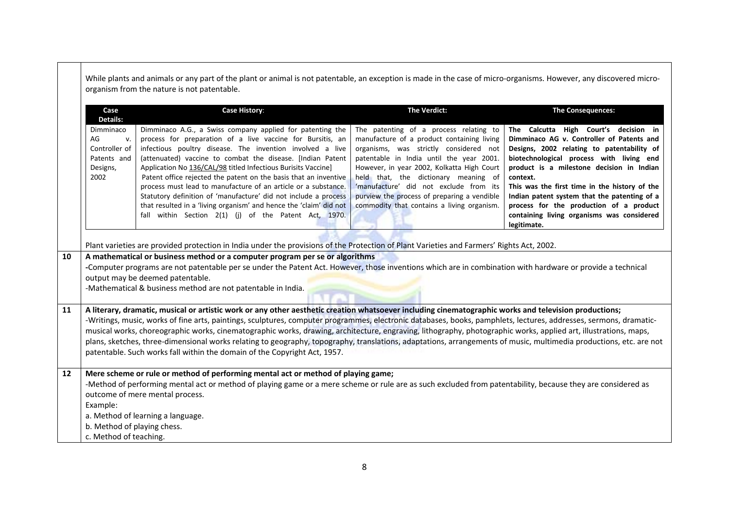While plants and animals or any part of the plant or animal is not patentable, an exception is made in the case of micro-organisms. However, any discovered micro-organism from the nature is not patentable.

| Case Details: | Case History: | The Verdict: | The Consequences: |
| --- | --- | --- | --- |
| Dimminaco AG v. Controller of Patents and Designs, 2002 | Dimminaco A.G., a Swiss company applied for patenting the process for preparation of a live vaccine for Bursitis, an infectious poultry disease. The invention involved a live (attenuated) vaccine to combat the disease. [Indian Patent Application No 136/CAL/98 titled Infectious Burisits Vaccine] Patent office rejected the patent on the basis that an inventive process must lead to manufacture of an article or a substance. Statutory definition of 'manufacture' did not include a process that resulted in a 'living organism' and hence the 'claim' did not fall within Section 2(1) (j) of the Patent Act, 1970. | The patenting of a process relating to manufacture of a product containing living organisms, was strictly considered not patentable in India until the year 2001. However, in year 2002, Kolkatta High Court held that, the dictionary meaning of 'manufacture' did not exclude from its purview the process of preparing a vendible commodity that contains a living organism. | **The Calcutta High Court's decision in Dimminaco AG v. Controller of Patents and Designs, 2002 relating to patentability of biotechnological process with living end product is a milestone decision in Indian context.** **This was the first time in the history of the Indian patent system that the patenting of a process for the production of a product containing living organisms was considered legitimate.** |

Plant varieties are provided protection in India under the provisions of the Protection of Plant Varieties and Farmers' Rights Act, 2002.

**10** **A mathematical or business method or a computer program per se or algorithms**

-Computer programs are not patentable per se under the Patent Act. However, those inventions which are in combination with hardware or provide a technical output may be deemed patentable.

-Mathematical & business method are not patentable in India.

**11** **A literary, dramatic, musical or artistic work or any other aesthetic creation whatsoever including cinematographic works and television productions;**

-Writings, music, works of fine arts, paintings, sculptures, computer programmes, electronic databases, books, pamphlets, lectures, addresses, sermons, dramatic-musical works, choreographic works, cinematographic works, drawing, architecture, engraving, lithography, photographic works, applied art, illustrations, maps, plans, sketches, three-dimensional works relating to geography, topography, translations, adaptations, arrangements of music, multimedia productions, etc. are not patentable. Such works fall within the domain of the Copyright Act, 1957.

**12** **Mere scheme or rule or method of performing mental act or method of playing game;**

-Method of performing mental act or method of playing game or a mere scheme or rule are as such excluded from patentability, because they are considered as outcome of mere mental process.

Example:

a. Method of learning a language.

b. Method of playing chess.

c. Method of teaching.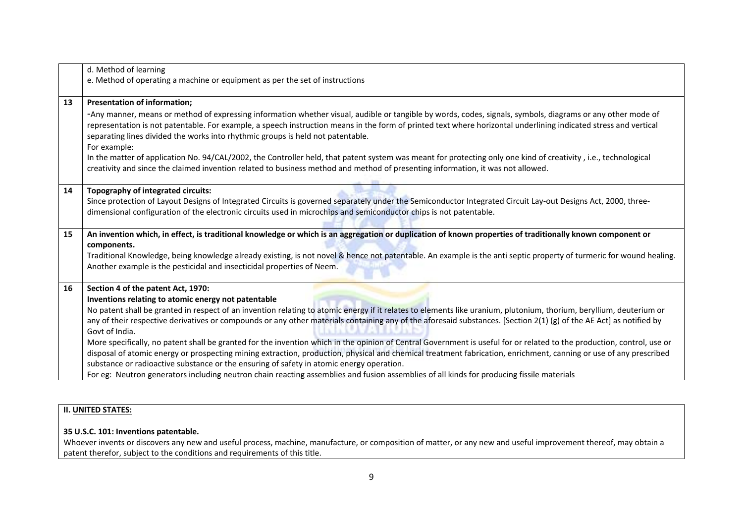| | |
|---|---|
| | d. Method of learning<br>e. Method of operating a machine or equipment as per the set of instructions |
| 13 | **Presentation of information;**<br>-Any manner, means or method of expressing information whether visual, audible or tangible by words, codes, signals, symbols, diagrams or any other mode of representation is not patentable. For example, a speech instruction means in the form of printed text where horizontal underlining indicated stress and vertical separating lines divided the works into rhythmic groups is held not patentable.<br>For example:<br>In the matter of application No. 94/CAL/2002, the Controller held, that patent system was meant for protecting only one kind of creativity , i.e., technological creativity and since the claimed invention related to business method and method of presenting information, it was not allowed. |
| 14 | **Topography of integrated circuits:**<br>Since protection of Layout Designs of Integrated Circuits is governed separately under the Semiconductor Integrated Circuit Lay-out Designs Act, 2000, three-dimensional configuration of the electronic circuits used in microchips and semiconductor chips is not patentable. |
| 15 | **An invention which, in effect, is traditional knowledge or which is an aggregation or duplication of known properties of traditionally known component or components.**<br>Traditional Knowledge, being knowledge already existing, is not novel & hence not patentable. An example is the anti septic property of turmeric for wound healing. Another example is the pesticidal and insecticidal properties of Neem. |
| 16 | **Section 4 of the patent Act, 1970:**<br>**Inventions relating to atomic energy not patentable**<br>No patent shall be granted in respect of an invention relating to atomic energy if it relates to elements like uranium, plutonium, thorium, beryllium, deuterium or any of their respective derivatives or compounds or any other materials containing any of the aforesaid substances. [Section 2(1) (g) of the AE Act] as notified by Govt of India.<br>More specifically, no patent shall be granted for the invention which in the opinion of Central Government is useful for or related to the production, control, use or disposal of atomic energy or prospecting mining extraction, production, physical and chemical treatment fabrication, enrichment, canning or use of any prescribed substance or radioactive substance or the ensuring of safety in atomic energy operation.<br>For eg: Neutron generators including neutron chain reacting assemblies and fusion assemblies of all kinds for producing fissile materials |

**II. UNITED STATES:**

**35 U.S.C. 101: Inventions patentable.**

Whoever invents or discovers any new and useful process, machine, manufacture, or composition of matter, or any new and useful improvement thereof, may obtain a patent therefor, subject to the conditions and requirements of this title.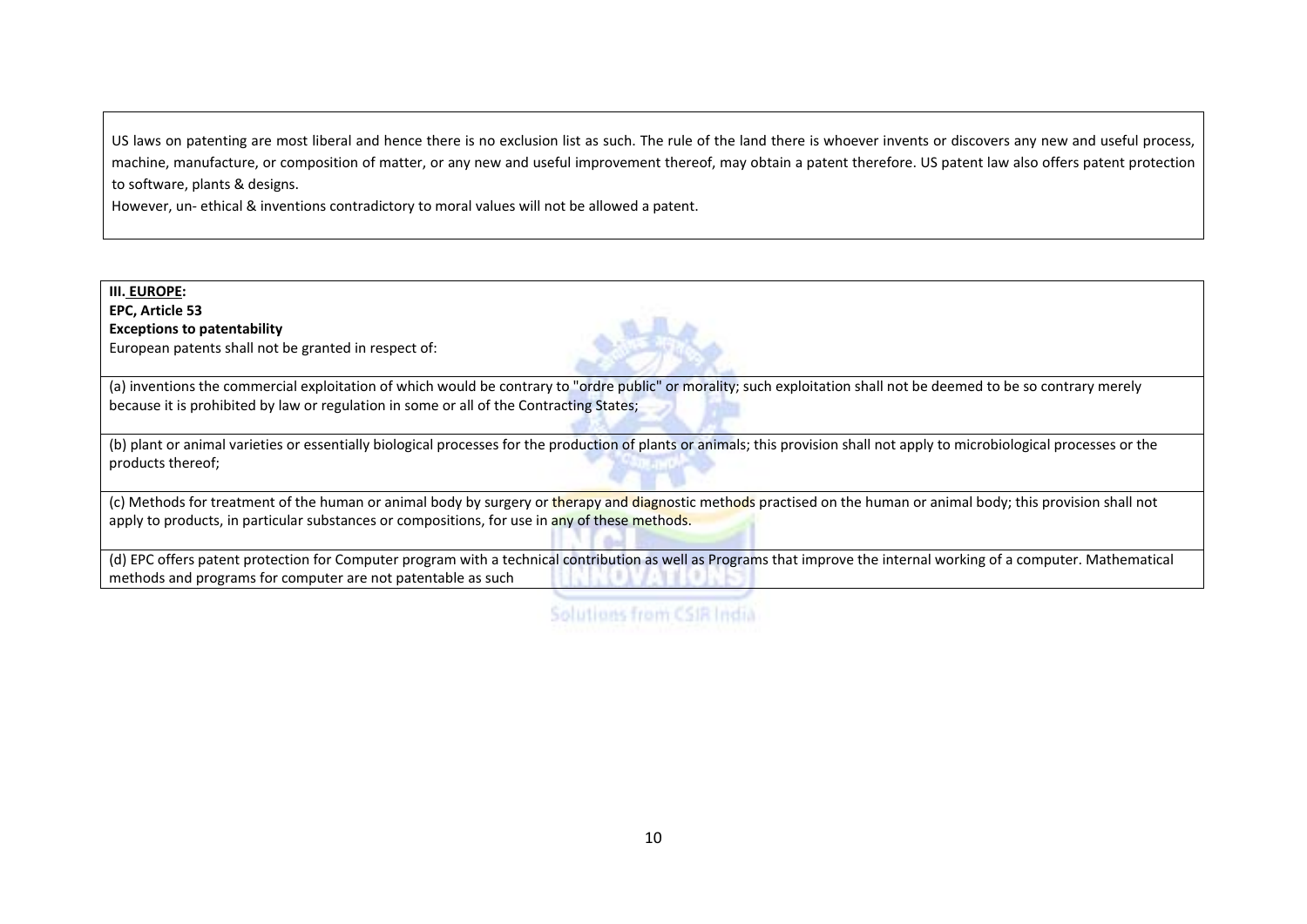US laws on patenting are most liberal and hence there is no exclusion list as such. The rule of the land there is whoever invents or discovers any new and useful process, machine, manufacture, or composition of matter, or any new and useful improvement thereof, may obtain a patent therefore. US patent law also offers patent protection to software, plants & designs.

However, un- ethical & inventions contradictory to moral values will not be allowed a patent.

**III. EUROPE:**

**EPC, Article 53**

**Exceptions to patentability**

European patents shall not be granted in respect of:

(a) inventions the commercial exploitation of which would be contrary to "ordre public" or morality; such exploitation shall not be deemed to be so contrary merely because it is prohibited by law or regulation in some or all of the Contracting States;

(b) plant or animal varieties or essentially biological processes for the production of plants or animals; this provision shall not apply to microbiological processes or the products thereof;

(c) Methods for treatment of the human or animal body by surgery or therapy and diagnostic methods practised on the human or animal body; this provision shall not apply to products, in particular substances or compositions, for use in any of these methods.

(d) EPC offers patent protection for Computer program with a technical contribution as well as Programs that improve the internal working of a computer. Mathematical methods and programs for computer are not patentable as such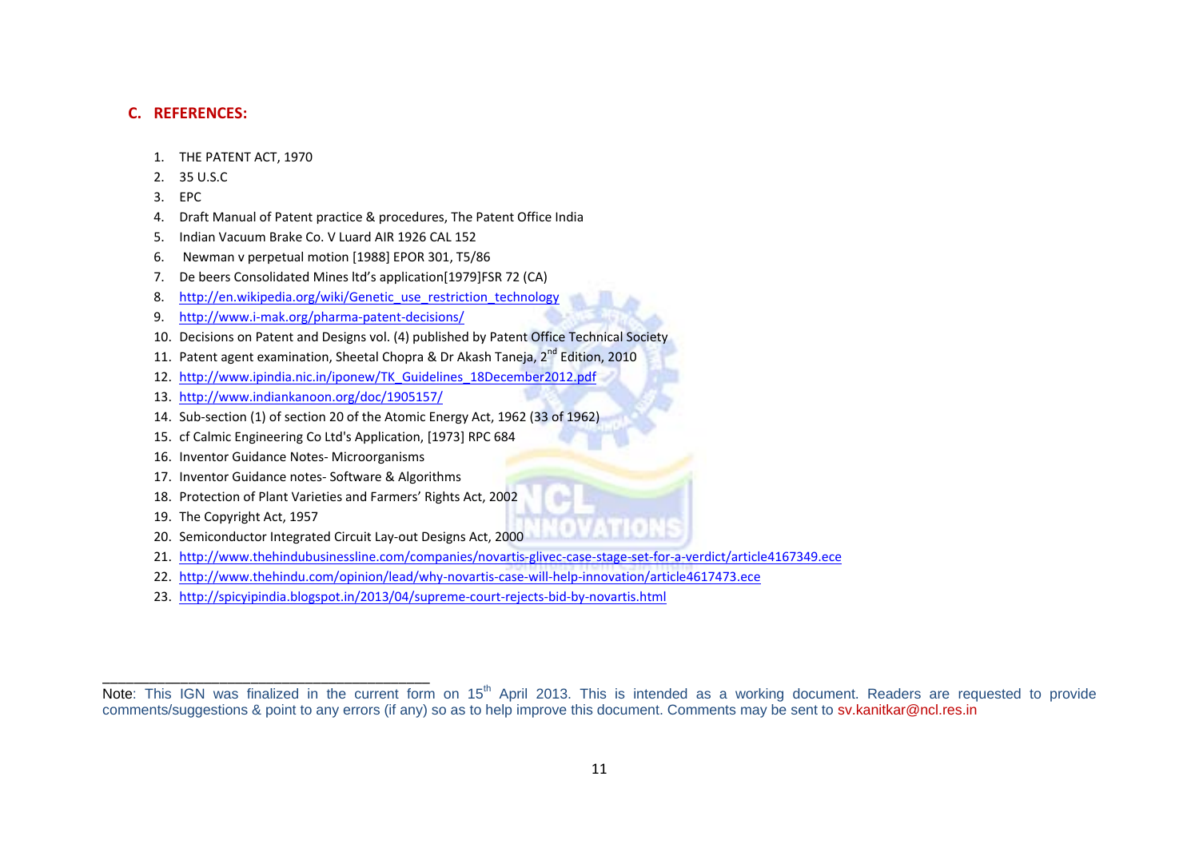## C. REFERENCES:

1. THE PATENT ACT, 1970
2. 35 U.S.C
3. EPC
4. Draft Manual of Patent practice & procedures, The Patent Office India
5. Indian Vacuum Brake Co. V Luard AIR 1926 CAL 152
6. Newman v perpetual motion [1988] EPOR 301, T5/86
7. De beers Consolidated Mines ltd's application[1979]FSR 72 (CA)
8. http://en.wikipedia.org/wiki/Genetic_use_restriction_technology
9. http://www.i-mak.org/pharma-patent-decisions/
10. Decisions on Patent and Designs vol. (4) published by Patent Office Technical Society
11. Patent agent examination, Sheetal Chopra & Dr Akash Taneja, 2nd Edition, 2010
12. http://www.ipindia.nic.in/iponew/TK_Guidelines_18December2012.pdf
13. http://www.indiankanoon.org/doc/1905157/
14. Sub-section (1) of section 20 of the Atomic Energy Act, 1962 (33 of 1962)
15. cf Calmic Engineering Co Ltd's Application, [1973] RPC 684
16. Inventor Guidance Notes- Microorganisms
17. Inventor Guidance notes- Software & Algorithms
18. Protection of Plant Varieties and Farmers' Rights Act, 2002
19. The Copyright Act, 1957
20. Semiconductor Integrated Circuit Lay-out Designs Act, 2000
21. http://www.thehindubusinessline.com/companies/novartis-glivec-case-stage-set-for-a-verdict/article4167349.ece
22. http://www.thehindu.com/opinion/lead/why-novartis-case-will-help-innovation/article4617473.ece
23. http://spicyipindia.blogspot.in/2013/04/supreme-court-rejects-bid-by-novartis.html

---

Note: This IGN was finalized in the current form on 15th April 2013. This is intended as a working document. Readers are requested to provide comments/suggestions & point to any errors (if any) so as to help improve this document. Comments may be sent to sv.kanitkar@ncl.res.in